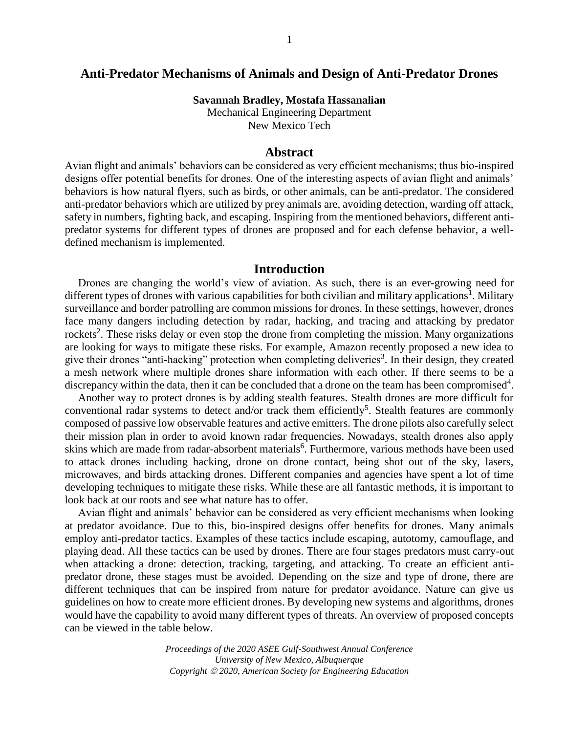# Anti-Predator Mechanisms of Animals and Design of Anti-Predator Drones

**Savannah Bradley, Mostafa Hassanalian**

Mechanical Engineering Department
New Mexico Tech

## Abstract

Avian flight and animals' behaviors can be considered as very efficient mechanisms; thus bio-inspired designs offer potential benefits for drones. One of the interesting aspects of avian flight and animals' behaviors is how natural flyers, such as birds, or other animals, can be anti-predator. The considered anti-predator behaviors which are utilized by prey animals are, avoiding detection, warding off attack, safety in numbers, fighting back, and escaping. Inspiring from the mentioned behaviors, different anti-predator systems for different types of drones are proposed and for each defense behavior, a well-defined mechanism is implemented.

## Introduction

Drones are changing the world's view of aviation. As such, there is an ever-growing need for different types of drones with various capabilities for both civilian and military applications[1]. Military surveillance and border patrolling are common missions for drones. In these settings, however, drones face many dangers including detection by radar, hacking, and tracing and attacking by predator rockets[2]. These risks delay or even stop the drone from completing the mission. Many organizations are looking for ways to mitigate these risks. For example, Amazon recently proposed a new idea to give their drones "anti-hacking" protection when completing deliveries[3]. In their design, they created a mesh network where multiple drones share information with each other. If there seems to be a discrepancy within the data, then it can be concluded that a drone on the team has been compromised[4].

Another way to protect drones is by adding stealth features. Stealth drones are more difficult for conventional radar systems to detect and/or track them efficiently[5]. Stealth features are commonly composed of passive low observable features and active emitters. The drone pilots also carefully select their mission plan in order to avoid known radar frequencies. Nowadays, stealth drones also apply skins which are made from radar-absorbent materials[6]. Furthermore, various methods have been used to attack drones including hacking, drone on drone contact, being shot out of the sky, lasers, microwaves, and birds attacking drones. Different companies and agencies have spent a lot of time developing techniques to mitigate these risks. While these are all fantastic methods, it is important to look back at our roots and see what nature has to offer.

Avian flight and animals' behavior can be considered as very efficient mechanisms when looking at predator avoidance. Due to this, bio-inspired designs offer benefits for drones. Many animals employ anti-predator tactics. Examples of these tactics include escaping, autotomy, camouflage, and playing dead. All these tactics can be used by drones. There are four stages predators must carry-out when attacking a drone: detection, tracking, targeting, and attacking. To create an efficient anti-predator drone, these stages must be avoided. Depending on the size and type of drone, there are different techniques that can be inspired from nature for predator avoidance. Nature can give us guidelines on how to create more efficient drones. By developing new systems and algorithms, drones would have the capability to avoid many different types of threats. An overview of proposed concepts can be viewed in the table below.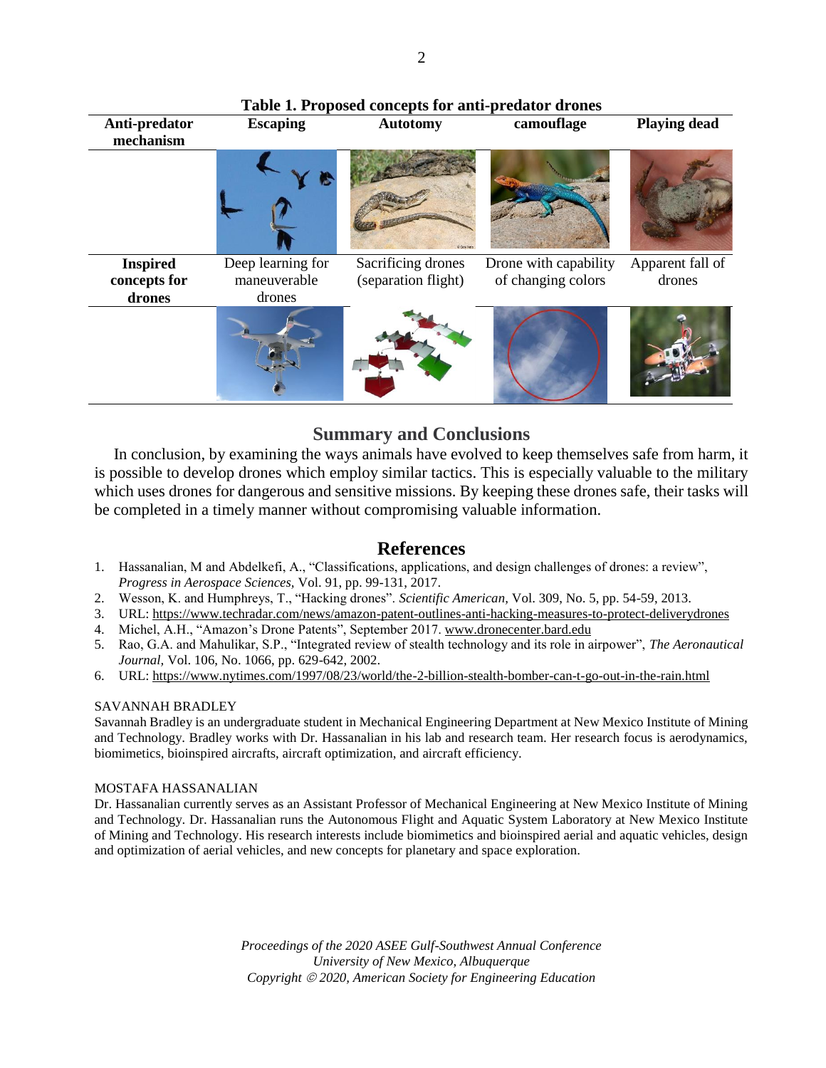**Table 1. Proposed concepts for anti-predator drones**

| Anti-predator mechanism | Escaping | Autotomy | camouflage | Playing dead |
|---|---|---|---|---|
| | | | | |
| **Inspired concepts for drones** | Deep learning for maneuverable drones | Sacrificing drones (separation flight) | Drone with capability of changing colors | Apparent fall of drones |
| | | | | |

## Summary and Conclusions

In conclusion, by examining the ways animals have evolved to keep themselves safe from harm, it is possible to develop drones which employ similar tactics. This is especially valuable to the military which uses drones for dangerous and sensitive missions. By keeping these drones safe, their tasks will be completed in a timely manner without compromising valuable information.

## References

1. Hassanalian, M and Abdelkefi, A., "Classifications, applications, and design challenges of drones: a review", *Progress in Aerospace Sciences,* Vol. 91, pp. 99-131, 2017.
2. Wesson, K. and Humphreys, T., "Hacking drones". *Scientific American,* Vol. 309, No. 5, pp. 54-59, 2013.
3. URL: https://www.techradar.com/news/amazon-patent-outlines-anti-hacking-measures-to-protect-deliverydrones
4. Michel, A.H., "Amazon's Drone Patents", September 2017. www.dronecenter.bard.edu
5. Rao, G.A. and Mahulikar, S.P., "Integrated review of stealth technology and its role in airpower", *The Aeronautical Journal,* Vol. 106, No. 1066, pp. 629-642, 2002.
6. URL: https://www.nytimes.com/1997/08/23/world/the-2-billion-stealth-bomber-can-t-go-out-in-the-rain.html

SAVANNAH BRADLEY
Savannah Bradley is an undergraduate student in Mechanical Engineering Department at New Mexico Institute of Mining and Technology. Bradley works with Dr. Hassanalian in his lab and research team. Her research focus is aerodynamics, biomimetics, bioinspired aircrafts, aircraft optimization, and aircraft efficiency.

MOSTAFA HASSANALIAN
Dr. Hassanalian currently serves as an Assistant Professor of Mechanical Engineering at New Mexico Institute of Mining and Technology. Dr. Hassanalian runs the Autonomous Flight and Aquatic System Laboratory at New Mexico Institute of Mining and Technology. His research interests include biomimetics and bioinspired aerial and aquatic vehicles, design and optimization of aerial vehicles, and new concepts for planetary and space exploration.